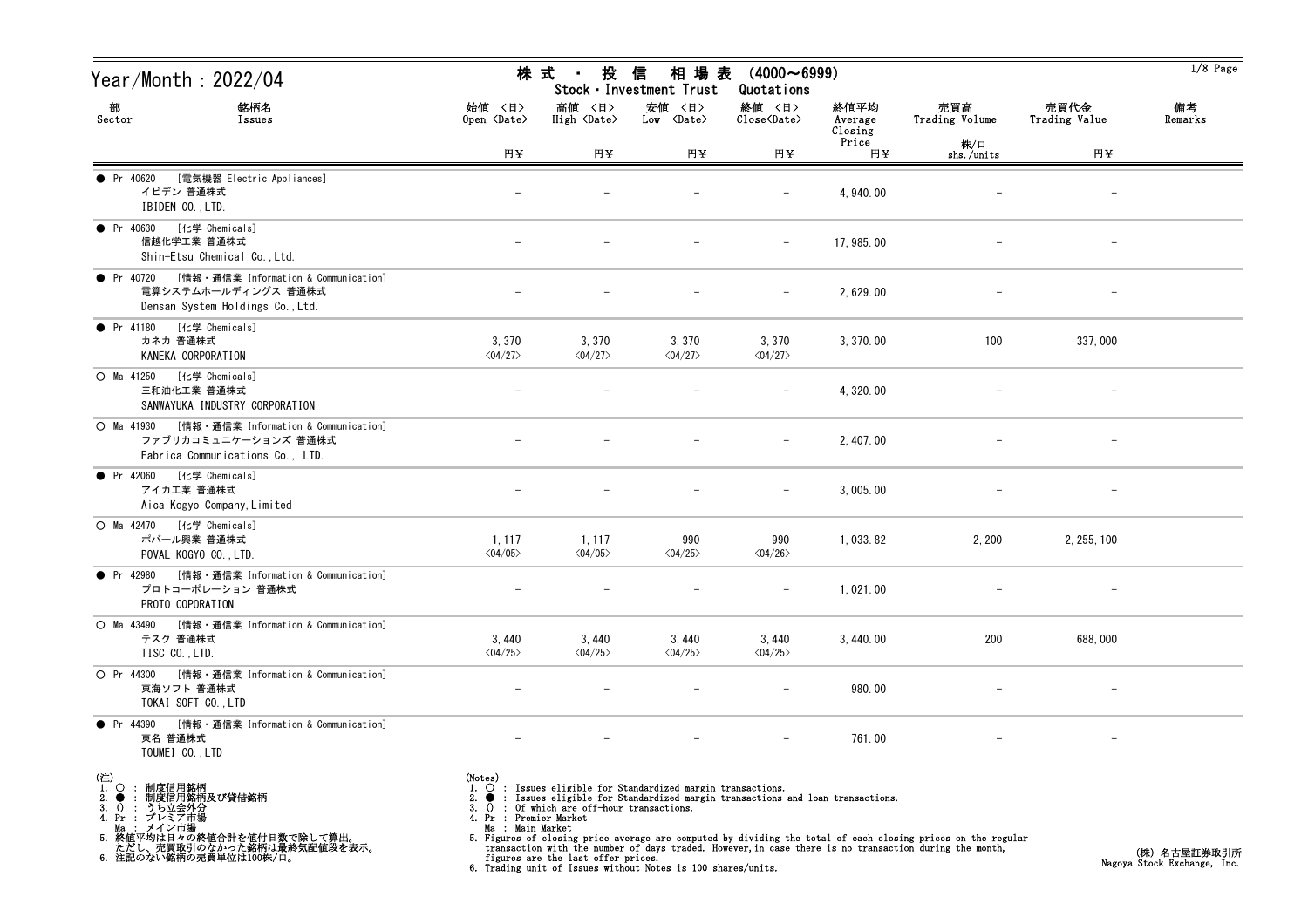# Year/Month : 2022/04

## 株式 ・ 投信 相場表 (4000～6999)
Stock・Investment Trust Quotations

| 部 Sector | 銘柄名 Issues | 始値 <日> Open <Date> 円¥ | 高値 <日> High <Date> 円¥ | 安値 <日> Low <Date> 円¥ | 終値 <日> Close<Date> 円¥ | 終値平均 Average Closing Price 円¥ | 売買高 Trading Volume 株/口 shs./units | 売買代金 Trading Value 円¥ | 備考 Remarks |
|---|---|---|---|---|---|---|---|---|---|
| ● Pr 40620 [電気機器 Electric Appliances] | イビデン 普通株式 IBIDEN CO.,LTD. | － | － | － | － | 4,940.00 | － | － | |
| ● Pr 40630 [化学 Chemicals] | 信越化学工業 普通株式 Shin-Etsu Chemical Co.,Ltd. | － | － | － | － | 17,985.00 | － | － | |
| ● Pr 40720 [情報・通信業 Information & Communication] | 電算システムホールディングス 普通株式 Densan System Holdings Co.,Ltd. | － | － | － | － | 2,629.00 | － | － | |
| ● Pr 41180 [化学 Chemicals] | カネカ 普通株式 KANEKA CORPORATION | 3,370 <04/27> | 3,370 <04/27> | 3,370 <04/27> | 3,370 <04/27> | 3,370.00 | 100 | 337,000 | |
| ○ Ma 41250 [化学 Chemicals] | 三和油化工業 普通株式 SANWAYUKA INDUSTRY CORPORATION | － | － | － | － | 4,320.00 | － | － | |
| ○ Ma 41930 [情報・通信業 Information & Communication] | ファブリカコミュニケーションズ 普通株式 Fabrica Communications Co., LTD. | － | － | － | － | 2,407.00 | － | － | |
| ● Pr 42060 [化学 Chemicals] | アイカ工業 普通株式 Aica Kogyo Company,Limited | － | － | － | － | 3,005.00 | － | － | |
| ○ Ma 42470 [化学 Chemicals] | ポバール興業 普通株式 POVAL KOGYO CO.,LTD. | 1,117 <04/05> | 1,117 <04/05> | 990 <04/25> | 990 <04/26> | 1,033.82 | 2,200 | 2,255,100 | |
| ● Pr 42980 [情報・通信業 Information & Communication] | プロトコーポレーション 普通株式 PROTO COPORATION | － | － | － | － | 1,021.00 | － | － | |
| ○ Ma 43490 [情報・通信業 Information & Communication] | テスク 普通株式 TISC CO.,LTD. | 3,440 <04/25> | 3,440 <04/25> | 3,440 <04/25> | 3,440 <04/25> | 3,440.00 | 200 | 688,000 | |
| ○ Pr 44300 [情報・通信業 Information & Communication] | 東海ソフト 普通株式 TOKAI SOFT CO.,LTD | － | － | － | － | 980.00 | － | － | |
| ● Pr 44390 [情報・通信業 Information & Communication] | 東名 普通株式 TOUMEI CO.,LTD | － | － | － | － | 761.00 | － | － | |

(注)
1. ○ : 制度信用銘柄
2. ● : 制度信用銘柄及び貸借銘柄
3. () : うち立会外分
4. Pr : プレミア市場
   Ma : メイン市場
5. 終値平均は日々の終値合計を値付日数で除して算出。
   ただし、売買取引のなかった銘柄は最終気配値段を表示。
6. 注記のない銘柄の売買単位は100株/口。

(Notes)
1. ○ : Issues eligible for Standardized margin transactions.
2. ● : Issues eligible for Standardized margin transactions and loan transactions.
3. () : Of which are off-hour transactions.
4. Pr : Premier Market
   Ma : Main Market
5. Figures of closing price average are computed by dividing the total of each closing prices on the regular transaction with the number of days traded. However,in case there is no transaction during the month, figures are the last offer prices.
6. Trading unit of Issues without Notes is 100 shares/units.

(株) 名古屋証券取引所
Nagoya Stock Exchange, Inc.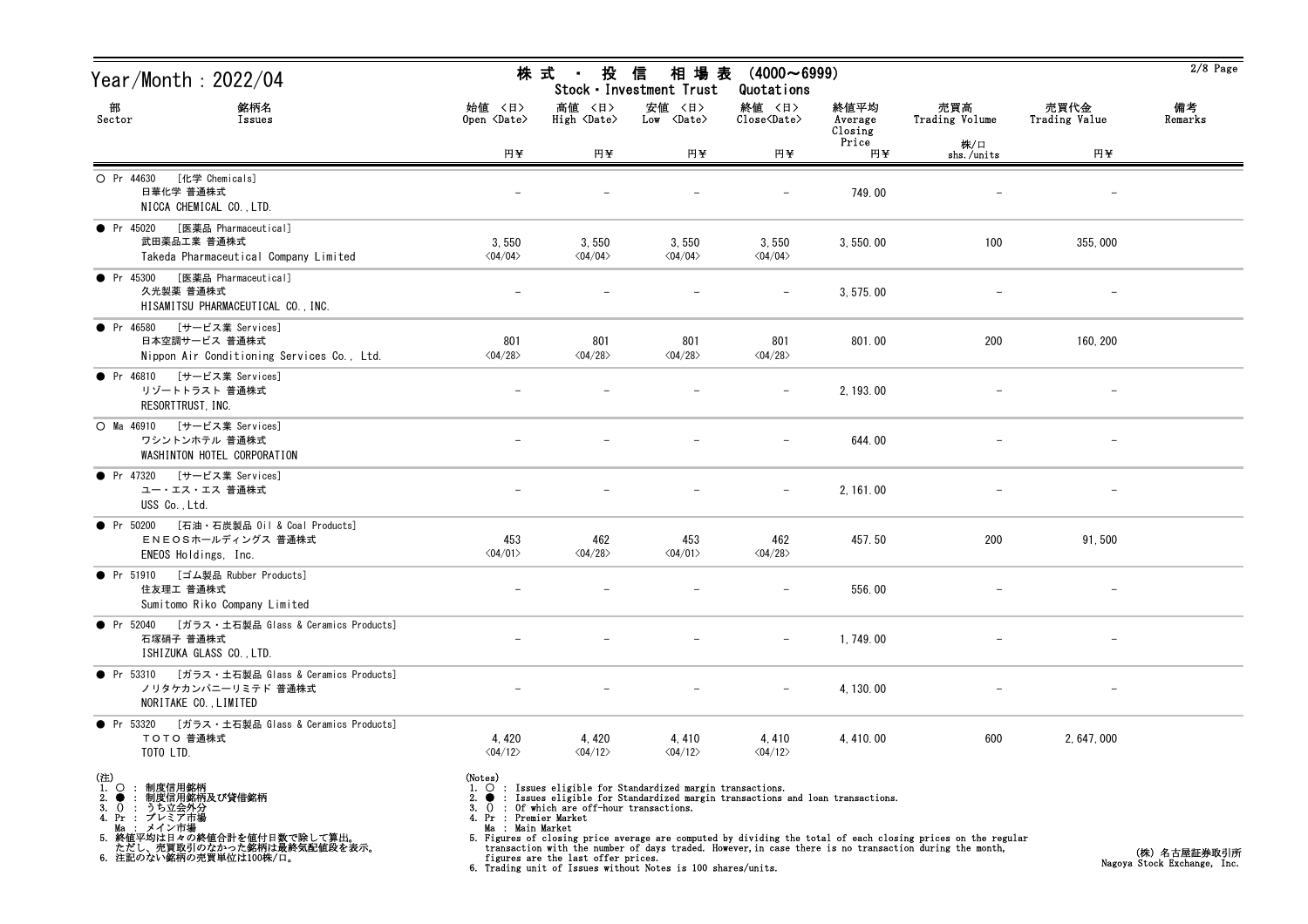# Year/Month : 2022/04

## 株 式 ・ 投 信 相 場 表 (4000～6999)
## Stock・Investment Trust Quotations

| 部 Sector | 銘柄名 Issues | 始値 〈日〉 Open 〈Date〉 円¥ | 高値 〈日〉 High 〈Date〉 円¥ | 安値 〈日〉 Low 〈Date〉 円¥ | 終値 〈日〉 Close〈Date〉 円¥ | 終値平均 Average Closing Price 円¥ | 売買高 Trading Volume 株/口 shs./units | 売買代金 Trading Value 円¥ | 備考 Remarks |
|---|---|---|---|---|---|---|---|---|---|
| ○ Pr 44630 [化学 Chemicals] | 日華化学 普通株式 NICCA CHEMICAL CO.,LTD. | － | － | － | － | 749.00 | － | － | |
| ● Pr 45020 [医薬品 Pharmaceutical] | 武田薬品工業 普通株式 Takeda Pharmaceutical Company Limited | 3,550 〈04/04〉 | 3,550 〈04/04〉 | 3,550 〈04/04〉 | 3,550 〈04/04〉 | 3,550.00 | 100 | 355,000 | |
| ● Pr 45300 [医薬品 Pharmaceutical] | 久光製薬 普通株式 HISAMITSU PHARMACEUTICAL CO.,INC. | － | － | － | － | 3,575.00 | － | － | |
| ● Pr 46580 [サービス業 Services] | 日本空調サービス 普通株式 Nippon Air Conditioning Services Co., Ltd. | 801 〈04/28〉 | 801 〈04/28〉 | 801 〈04/28〉 | 801 〈04/28〉 | 801.00 | 200 | 160,200 | |
| ● Pr 46810 [サービス業 Services] | リゾートトラスト 普通株式 RESORTTRUST,INC. | － | － | － | － | 2,193.00 | － | － | |
| ○ Ma 46910 [サービス業 Services] | ワシントンホテル 普通株式 WASHINTON HOTEL CORPORATION | － | － | － | － | 644.00 | － | － | |
| ● Pr 47320 [サービス業 Services] | ユー・エス・エス 普通株式 USS Co.,Ltd. | － | － | － | － | 2,161.00 | － | － | |
| ● Pr 50200 [石油・石炭製品 Oil & Coal Products] | ＥＮＥＯＳホールディングス 普通株式 ENEOS Holdings, Inc. | 453 〈04/01〉 | 462 〈04/28〉 | 453 〈04/01〉 | 462 〈04/28〉 | 457.50 | 200 | 91,500 | |
| ● Pr 51910 [ゴム製品 Rubber Products] | 住友理工 普通株式 Sumitomo Riko Company Limited | － | － | － | － | 556.00 | － | － | |
| ● Pr 52040 [ガラス・土石製品 Glass & Ceramics Products] | 石塚硝子 普通株式 ISHIZUKA GLASS CO.,LTD. | － | － | － | － | 1,749.00 | － | － | |
| ● Pr 53310 [ガラス・土石製品 Glass & Ceramics Products] | ノリタケカンパニーリミテド 普通株式 NORITAKE CO.,LIMITED | － | － | － | － | 4,130.00 | － | － | |
| ● Pr 53320 [ガラス・土石製品 Glass & Ceramics Products] | ＴＯＴＯ 普通株式 TOTO LTD. | 4,420 〈04/12〉 | 4,420 〈04/12〉 | 4,410 〈04/12〉 | 4,410 〈04/12〉 | 4,410.00 | 600 | 2,647,000 | |

(注)
1. ○ : 制度信用銘柄
2. ● : 制度信用銘柄及び貸借銘柄
3. () : うち立会外分
4. Pr : プレミア市場
   Ma : メイン市場
5. 終値平均は日々の終値合計を値付日数で除して算出。
   ただし、売買取引のなかった銘柄は最終気配値段を表示。
6. 注記のない銘柄の売買単位は100株/口。

(Notes)
1. ○ : Issues eligible for Standardized margin transactions.
2. ● : Issues eligible for Standardized margin transactions and loan transactions.
3. () : Of which are off-hour transactions.
4. Pr : Premier Market
   Ma : Main Market
5. Figures of closing price average are computed by dividing the total of each closing prices on the regular transaction with the number of days traded. However,in case there is no transaction during the month, figures are the last offer prices.
6. Trading unit of Issues without Notes is 100 shares/units.

(株) 名古屋証券取引所
Nagoya Stock Exchange, Inc.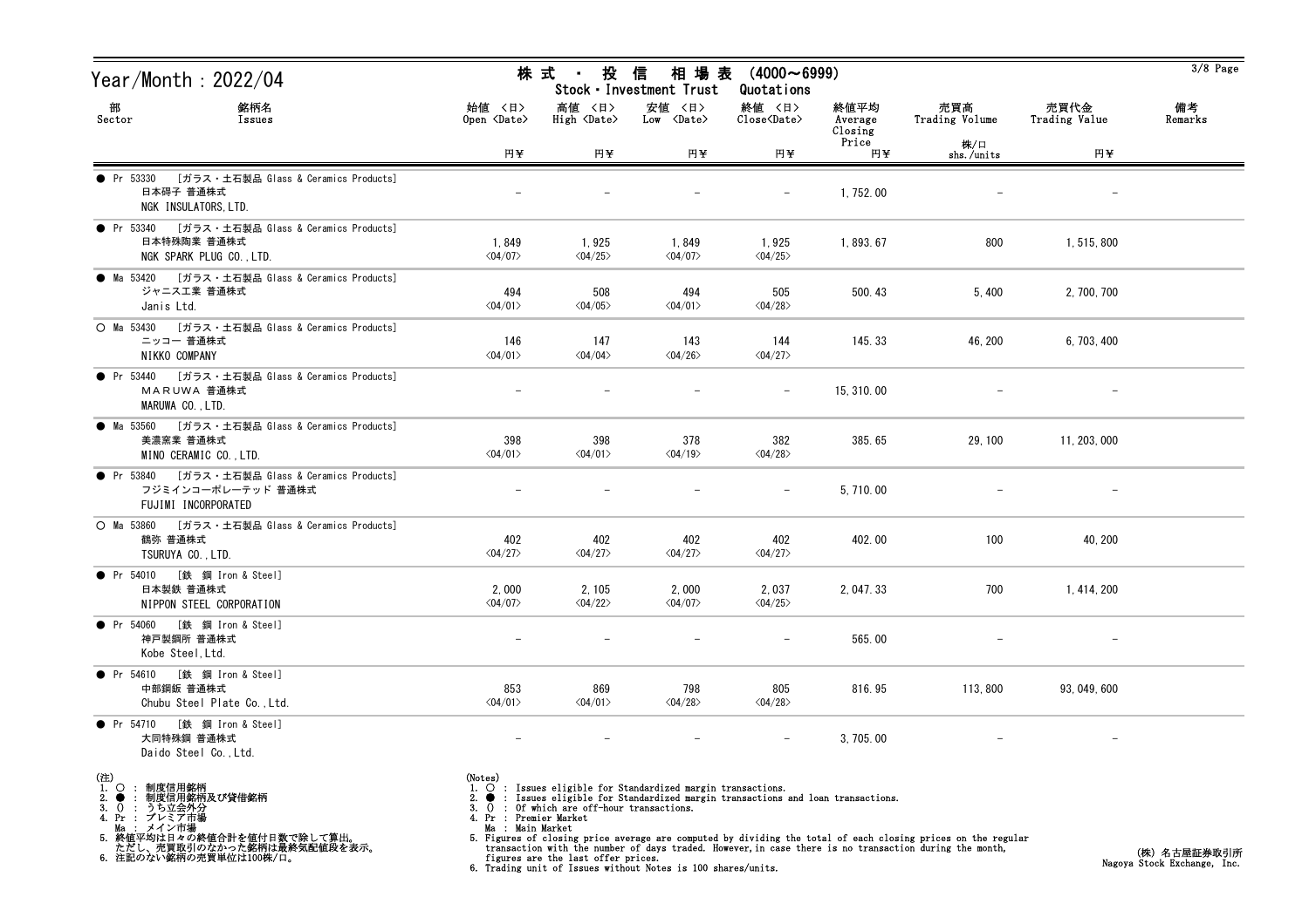# Year/Month : 2022/04

## 株 式 ・ 投 信 相 場 表 (4000～6999)
### Stock・Investment Trust Quotations

| 部 Sector | 銘柄名 Issues | 始値 〈日〉 Open 〈Date〉 円¥ | 高値 〈日〉 High 〈Date〉 円¥ | 安値 〈日〉 Low 〈Date〉 円¥ | 終値 〈日〉 Close〈Date〉 円¥ | 終値平均 Average Closing Price 円¥ | 売買高 Trading Volume 株/口 shs./units | 売買代金 Trading Value 円¥ | 備考 Remarks |
|---|---|---|---|---|---|---|---|---|---|
| ● Pr 53330 | [ガラス・土石製品 Glass & Ceramics Products] 日本碍子 普通株式 NGK INSULATORS,LTD. | － | － | － | － | 1,752.00 | － | － | |
| ● Pr 53340 | [ガラス・土石製品 Glass & Ceramics Products] 日本特殊陶業 普通株式 NGK SPARK PLUG CO.,LTD. | 1,849 〈04/07〉 | 1,925 〈04/25〉 | 1,849 〈04/07〉 | 1,925 〈04/25〉 | 1,893.67 | 800 | 1,515,800 | |
| ● Ma 53420 | [ガラス・土石製品 Glass & Ceramics Products] ジャニス工業 普通株式 Janis Ltd. | 494 〈04/01〉 | 508 〈04/05〉 | 494 〈04/01〉 | 505 〈04/28〉 | 500.43 | 5,400 | 2,700,700 | |
| ○ Ma 53430 | [ガラス・土石製品 Glass & Ceramics Products] ニッコー 普通株式 NIKKO COMPANY | 146 〈04/01〉 | 147 〈04/04〉 | 143 〈04/26〉 | 144 〈04/27〉 | 145.33 | 46,200 | 6,703,400 | |
| ● Pr 53440 | [ガラス・土石製品 Glass & Ceramics Products] ＭＡＲＵＷＡ 普通株式 MARUWA CO.,LTD. | － | － | － | － | 15,310.00 | － | － | |
| ● Ma 53560 | [ガラス・土石製品 Glass & Ceramics Products] 美濃窯業 普通株式 MINO CERAMIC CO.,LTD. | 398 〈04/01〉 | 398 〈04/01〉 | 378 〈04/19〉 | 382 〈04/28〉 | 385.65 | 29,100 | 11,203,000 | |
| ● Pr 53840 | [ガラス・土石製品 Glass & Ceramics Products] フジミインコーポレーテッド 普通株式 FUJIMI INCORPORATED | － | － | － | － | 5,710.00 | － | － | |
| ○ Ma 53860 | [ガラス・土石製品 Glass & Ceramics Products] 鶴弥 普通株式 TSURUYA CO.,LTD. | 402 〈04/27〉 | 402 〈04/27〉 | 402 〈04/27〉 | 402 〈04/27〉 | 402.00 | 100 | 40,200 | |
| ● Pr 54010 | [鉄 鋼 Iron & Steel] 日本製鉄 普通株式 NIPPON STEEL CORPORATION | 2,000 〈04/07〉 | 2,105 〈04/22〉 | 2,000 〈04/07〉 | 2,037 〈04/25〉 | 2,047.33 | 700 | 1,414,200 | |
| ● Pr 54060 | [鉄 鋼 Iron & Steel] 神戸製鋼所 普通株式 Kobe Steel,Ltd. | － | － | － | － | 565.00 | － | － | |
| ● Pr 54610 | [鉄 鋼 Iron & Steel] 中部鋼鈑 普通株式 Chubu Steel Plate Co.,Ltd. | 853 〈04/01〉 | 869 〈04/01〉 | 798 〈04/28〉 | 805 〈04/28〉 | 816.95 | 113,800 | 93,049,600 | |
| ● Pr 54710 | [鉄 鋼 Iron & Steel] 大同特殊鋼 普通株式 Daido Steel Co.,Ltd. | － | － | － | － | 3,705.00 | － | － | |

(注)
1. ○ : 制度信用銘柄
2. ● : 制度信用銘柄及び貸借銘柄
3. () : うち立会外分
4. Pr : プレミア市場
   Ma : メイン市場
5. 終値平均は日々の終値合計を値付日数で除して算出。
   ただし、売買取引のなかった銘柄は最終気配値段を表示。
6. 注記のない銘柄の売買単位は100株/口。

(Notes)
1. ○ : Issues eligible for Standardized margin transactions.
2. ● : Issues eligible for Standardized margin transactions and loan transactions.
3. () : Of which are off-hour transactions.
4. Pr : Premier Market
   Ma : Main Market
5. Figures of closing price average are computed by dividing the total of each closing prices on the regular transaction with the number of days traded. However,in case there is no transaction during the month, figures are the last offer prices.
6. Trading unit of Issues without Notes is 100 shares/units.

(株) 名古屋証券取引所
Nagoya Stock Exchange, Inc.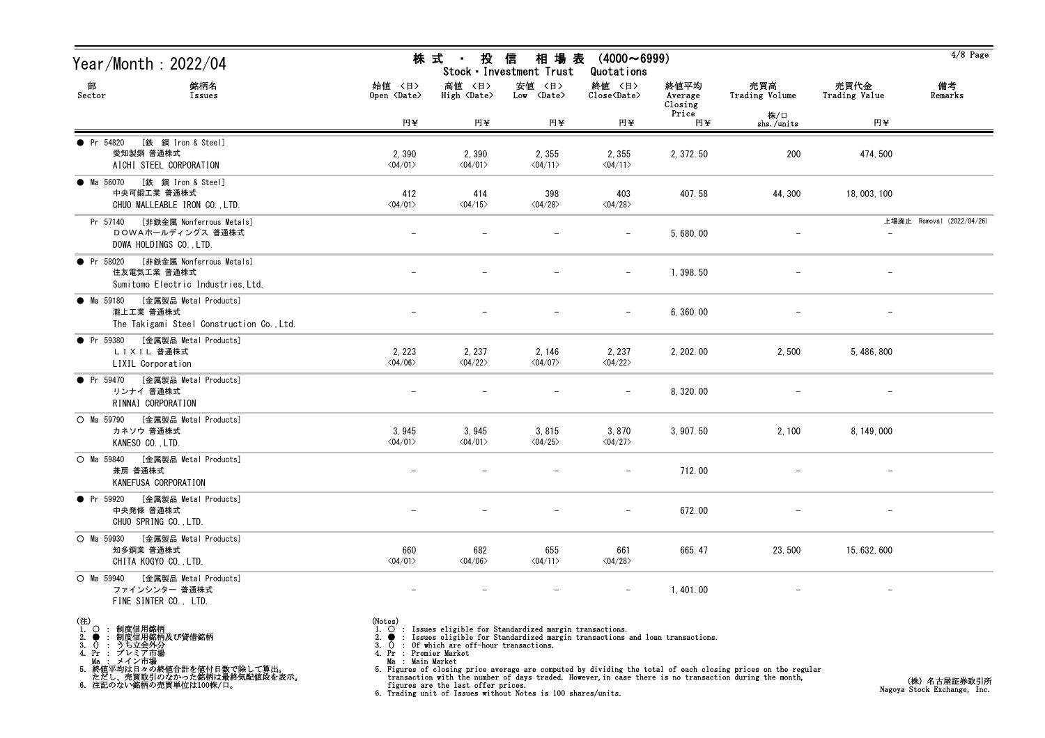# Year/Month : 2022/04

## 株 式 ・ 投 信 相 場 表 (4000～6999)
## Stock・Investment Trust Quotations

| 部 Sector | 銘柄名 Issues | 始値 〈日〉 Open 〈Date〉 円¥ | 高値 〈日〉 High 〈Date〉 円¥ | 安値 〈日〉 Low 〈Date〉 円¥ | 終値 〈日〉 Close〈Date〉 円¥ | 終値平均 Average Closing Price 円¥ | 売買高 Trading Volume 株/口 shs./units | 売買代金 Trading Value 円¥ | 備考 Remarks |
|---|---|---|---|---|---|---|---|---|---|
| ● Pr 54820 | [鉄 鋼 Iron & Steel] 愛知製鋼 普通株式 AICHI STEEL CORPORATION | 2,390 〈04/01〉 | 2,390 〈04/01〉 | 2,355 〈04/11〉 | 2,355 〈04/11〉 | 2,372.50 | 200 | 474,500 | |
| ● Ma 56070 | [鉄 鋼 Iron & Steel] 中央可鍛工業 普通株式 CHUO MALLEABLE IRON CO.,LTD. | 412 〈04/01〉 | 414 〈04/15〉 | 398 〈04/28〉 | 403 〈04/28〉 | 407.58 | 44,300 | 18,003,100 | |
| Pr 57140 | [非鉄金属 Nonferrous Metals] ＤＯＷＡホールディングス 普通株式 DOWA HOLDINGS CO.,LTD. | － | － | － | － | 5,680.00 | － | － | 上場廃止 Removal (2022/04/26) |
| ● Pr 58020 | [非鉄金属 Nonferrous Metals] 住友電気工業 普通株式 Sumitomo Electric Industries,Ltd. | － | － | － | － | 1,398.50 | － | － | |
| ● Ma 59180 | [金属製品 Metal Products] 瀧上工業 普通株式 The Takigami Steel Construction Co.,Ltd. | － | － | － | － | 6,360.00 | － | － | |
| ● Pr 59380 | [金属製品 Metal Products] ＬＩＸＩＬ 普通株式 LIXIL Corporation | 2,223 〈04/06〉 | 2,237 〈04/22〉 | 2,146 〈04/07〉 | 2,237 〈04/22〉 | 2,202.00 | 2,500 | 5,486,800 | |
| ● Pr 59470 | [金属製品 Metal Products] リンナイ 普通株式 RINNAI CORPORATION | － | － | － | － | 8,320.00 | － | － | |
| ○ Ma 59790 | [金属製品 Metal Products] カネソウ 普通株式 KANESO CO.,LTD. | 3,945 〈04/01〉 | 3,945 〈04/01〉 | 3,815 〈04/25〉 | 3,870 〈04/27〉 | 3,907.50 | 2,100 | 8,149,000 | |
| ○ Ma 59840 | [金属製品 Metal Products] 兼房 普通株式 KANEFUSA CORPORATION | － | － | － | － | 712.00 | － | － | |
| ● Pr 59920 | [金属製品 Metal Products] 中央発條 普通株式 CHUO SPRING CO.,LTD. | － | － | － | － | 672.00 | － | － | |
| ○ Ma 59930 | [金属製品 Metal Products] 知多鋼業 普通株式 CHITA KOGYO CO.,LTD. | 660 〈04/01〉 | 682 〈04/06〉 | 655 〈04/11〉 | 661 〈04/28〉 | 665.47 | 23,500 | 15,632,600 | |
| ○ Ma 59940 | [金属製品 Metal Products] ファインシンター 普通株式 FINE SINTER CO., LTD. | － | － | － | － | 1,401.00 | － | － | |

(注)
1. ○ : 制度信用銘柄
2. ● : 制度信用銘柄及び貸借銘柄
3. () : うち立会外分
4. Pr : プレミア市場
 Ma : メイン市場
5. 終値平均は日々の終値合計を値付日数で除して算出。
 ただし、売買取引のなかった銘柄は最終気配値段を表示。
6. 注記のない銘柄の売買単位は100株/口。

(Notes)
1. ○ : Issues eligible for Standardized margin transactions.
2. ● : Issues eligible for Standardized margin transactions and loan transactions.
3. () : Of which are off-hour transactions.
4. Pr : Premier Market
 Ma : Main Market
5. Figures of closing price average are computed by dividing the total of each closing prices on the regular transaction with the number of days traded. However,in case there is no transaction during the month, figures are the last offer prices.
6. Trading unit of Issues without Notes is 100 shares/units.

(株) 名古屋証券取引所
Nagoya Stock Exchange, Inc.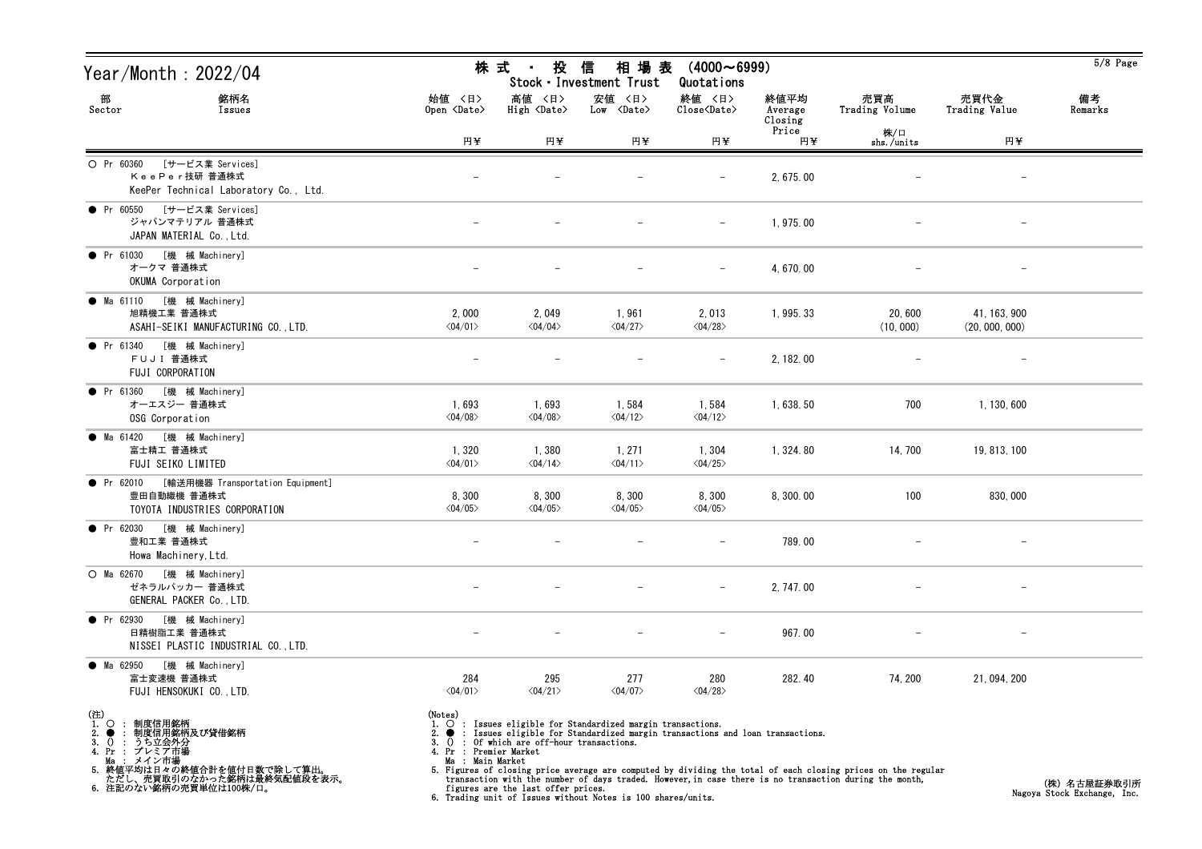# Year/Month : 2022/04

## 株式・投信 相場表 (4000～6999)
Stock・Investment Trust Quotations

| 部 Sector | 銘柄名 Issues | 始値 <日> Open <Date> 円¥ | 高値 <日> High <Date> 円¥ | 安値 <日> Low <Date> 円¥ | 終値 <日> Close<Date> 円¥ | 終値平均 Average Closing Price 円¥ | 売買高 Trading Volume 株/口 shs./units | 売買代金 Trading Value 円¥ | 備考 Remarks |
|---|---|---|---|---|---|---|---|---|---|
| ○ Pr 60360 [サービス業 Services] | ＫｅｅＰｅｒ技研 普通株式 KeePer Technical Laboratory Co., Ltd. | － | － | － | － | 2,675.00 | － | － | |
| ● Pr 60550 [サービス業 Services] | ジャパンマテリアル 普通株式 JAPAN MATERIAL Co.,Ltd. | － | － | － | － | 1,975.00 | － | － | |
| ● Pr 61030 [機 械 Machinery] | オークマ 普通株式 OKUMA Corporation | － | － | － | － | 4,670.00 | － | － | |
| ● Ma 61110 [機 械 Machinery] | 旭精機工業 普通株式 ASAHI-SEIKI MANUFACTURING CO.,LTD. | 2,000 <04/01> | 2,049 <04/04> | 1,961 <04/27> | 2,013 <04/28> | 1,995.33 | 20,600 (10,000) | 41,163,900 (20,000,000) | |
| ● Pr 61340 [機 械 Machinery] | ＦＵＪＩ 普通株式 FUJI CORPORATION | － | － | － | － | 2,182.00 | － | － | |
| ● Pr 61360 [機 械 Machinery] | オーエスジー 普通株式 OSG Corporation | 1,693 <04/08> | 1,693 <04/08> | 1,584 <04/12> | 1,584 <04/12> | 1,638.50 | 700 | 1,130,600 | |
| ● Ma 61420 [機 械 Machinery] | 富士精工 普通株式 FUJI SEIKO LIMITED | 1,320 <04/01> | 1,380 <04/14> | 1,271 <04/11> | 1,304 <04/25> | 1,324.80 | 14,700 | 19,813,100 | |
| ● Pr 62010 [輸送用機器 Transportation Equipment] | 豊田自動織機 普通株式 TOYOTA INDUSTRIES CORPORATION | 8,300 <04/05> | 8,300 <04/05> | 8,300 <04/05> | 8,300 <04/05> | 8,300.00 | 100 | 830,000 | |
| ● Pr 62030 [機 械 Machinery] | 豊和工業 普通株式 Howa Machinery,Ltd. | － | － | － | － | 789.00 | － | － | |
| ○ Ma 62670 [機 械 Machinery] | ゼネラルパッカー 普通株式 GENERAL PACKER Co.,LTD. | － | － | － | － | 2,747.00 | － | － | |
| ● Pr 62930 [機 械 Machinery] | 日精樹脂工業 普通株式 NISSEI PLASTIC INDUSTRIAL CO.,LTD. | － | － | － | － | 967.00 | － | － | |
| ● Ma 62950 [機 械 Machinery] | 富士変速機 普通株式 FUJI HENSOKUKI CO.,LTD. | 284 <04/01> | 295 <04/21> | 277 <04/07> | 280 <04/28> | 282.40 | 74,200 | 21,094,200 | |

(注)
1. ○ ： 制度信用銘柄
2. ● ： 制度信用銘柄及び貸借銘柄
3. () ： うち立会外分
4. Pr ： プレミア市場
   Ma ： メイン市場
5. 終値平均は日々の終値合計を値付日数で除して算出。
   ただし、売買取引のなかった銘柄は最終気配値段を表示。
6. 注記のない銘柄の売買単位は100株/口。

(Notes)
1. ○ : Issues eligible for Standardized margin transactions.
2. ● : Issues eligible for Standardized margin transactions and loan transactions.
3. () : Of which are off-hour transactions.
4. Pr : Premier Market
   Ma : Main Market
5. Figures of closing price average are computed by dividing the total of each closing prices on the regular transaction with the number of days traded. However,in case there is no transaction during the month, figures are the last offer prices.
6. Trading unit of Issues without Notes is 100 shares/units.

(株) 名古屋証券取引所
Nagoya Stock Exchange, Inc.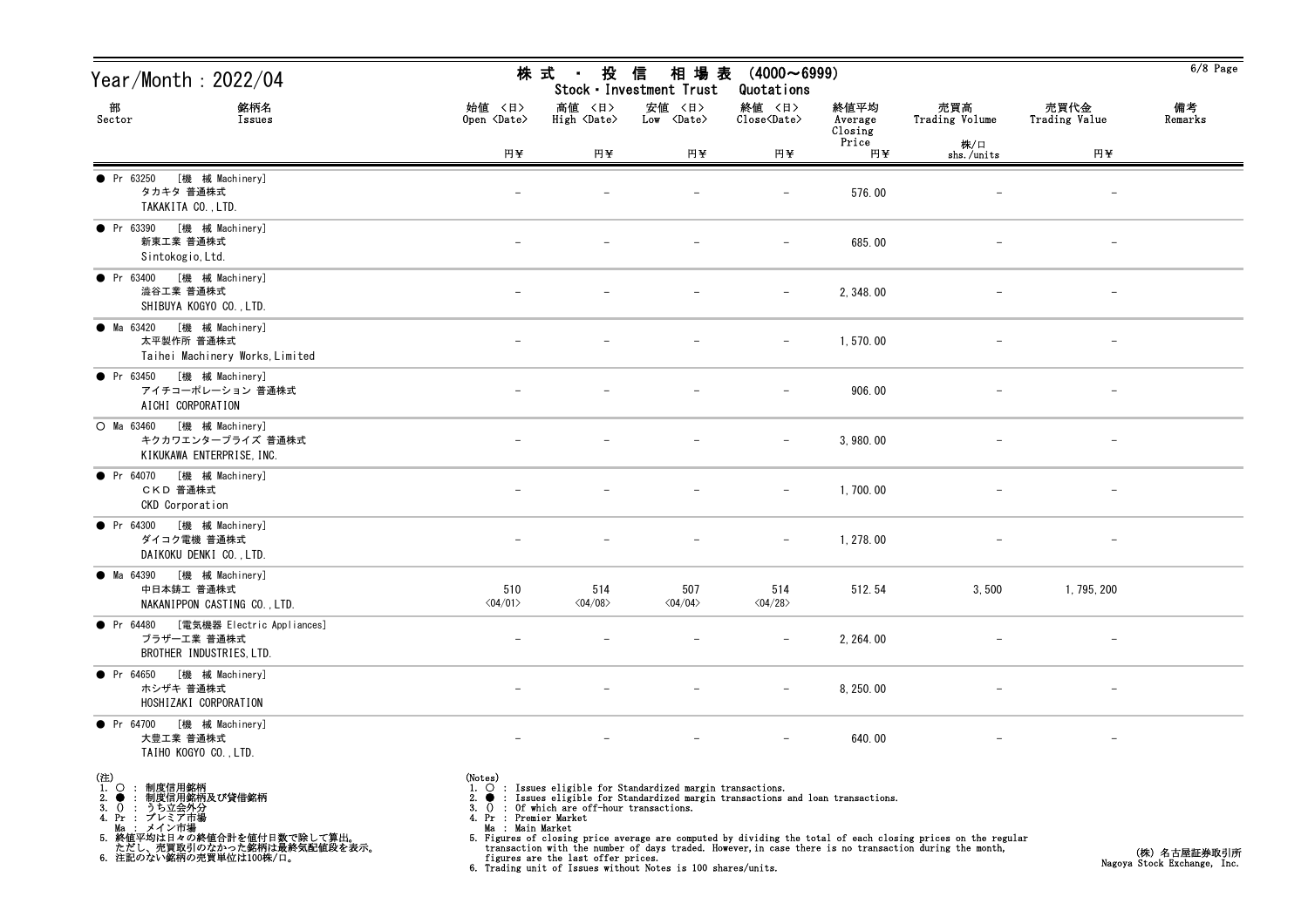# Year/Month : 2022/04

## 株 式 ・ 投 信 相 場 表 (4000～6999)
## Stock・Investment Trust Quotations

| 部 Sector | 銘柄名 Issues | 始値 〈日〉 Open 〈Date〉 円¥ | 高値 〈日〉 High 〈Date〉 円¥ | 安値 〈日〉 Low 〈Date〉 円¥ | 終値 〈日〉 Close〈Date〉 円¥ | 終値平均 Average Closing Price 円¥ | 売買高 Trading Volume 株/口 shs./units | 売買代金 Trading Value 円¥ | 備考 Remarks |
|---|---|---|---|---|---|---|---|---|---|
| ● Pr 63250 [機 械 Machinery] | タカキタ 普通株式 TAKAKITA CO.,LTD. | − | − | − | − | 576.00 | − | − | |
| ● Pr 63390 [機 械 Machinery] | 新東工業 普通株式 Sintokogio,Ltd. | − | − | − | − | 685.00 | − | − | |
| ● Pr 63400 [機 械 Machinery] | 澁谷工業 普通株式 SHIBUYA KOGYO CO.,LTD. | − | − | − | − | 2,348.00 | − | − | |
| ● Ma 63420 [機 械 Machinery] | 太平製作所 普通株式 Taihei Machinery Works,Limited | − | − | − | − | 1,570.00 | − | − | |
| ● Pr 63450 [機 械 Machinery] | アイチコーポレーション 普通株式 AICHI CORPORATION | − | − | − | − | 906.00 | − | − | |
| ○ Ma 63460 [機 械 Machinery] | キクカワエンタープライズ 普通株式 KIKUKAWA ENTERPRISE,INC. | − | − | − | − | 3,980.00 | − | − | |
| ● Pr 64070 [機 械 Machinery] | ＣＫＤ 普通株式 CKD Corporation | − | − | − | − | 1,700.00 | − | − | |
| ● Pr 64300 [機 械 Machinery] | ダイコク電機 普通株式 DAIKOKU DENKI CO.,LTD. | − | − | − | − | 1,278.00 | − | − | |
| ● Ma 64390 [機 械 Machinery] | 中日本鋳工 普通株式 NAKANIPPON CASTING CO.,LTD. | 510 〈04/01〉 | 514 〈04/08〉 | 507 〈04/04〉 | 514 〈04/28〉 | 512.54 | 3,500 | 1,795,200 | |
| ● Pr 64480 [電気機器 Electric Appliances] | ブラザー工業 普通株式 BROTHER INDUSTRIES,LTD. | − | − | − | − | 2,264.00 | − | − | |
| ● Pr 64650 [機 械 Machinery] | ホシザキ 普通株式 HOSHIZAKI CORPORATION | − | − | − | − | 8,250.00 | − | − | |
| ● Pr 64700 [機 械 Machinery] | 大豊工業 普通株式 TAIHO KOGYO CO.,LTD. | − | − | − | − | 640.00 | − | − | |

(注)
1. ○ : 制度信用銘柄
2. ● : 制度信用銘柄及び貸借銘柄
3. () : うち立会外分
4. Pr : プレミア市場
   Ma : メイン市場
5. 終値平均は日々の終値合計を値付日数で除して算出。
   ただし、売買取引のなかった銘柄は最終気配値段を表示。
6. 注記のない銘柄の売買単位は100株/口。

(Notes)
1. ○ : Issues eligible for Standardized margin transactions.
2. ● : Issues eligible for Standardized margin transactions and loan transactions.
3. () : Of which are off-hour transactions.
4. Pr : Premier Market
   Ma : Main Market
5. Figures of closing price average are computed by dividing the total of each closing prices on the regular transaction with the number of days traded. However,in case there is no transaction during the month, figures are the last offer prices.
6. Trading unit of Issues without Notes is 100 shares/units.

(株) 名古屋証券取引所
Nagoya Stock Exchange, Inc.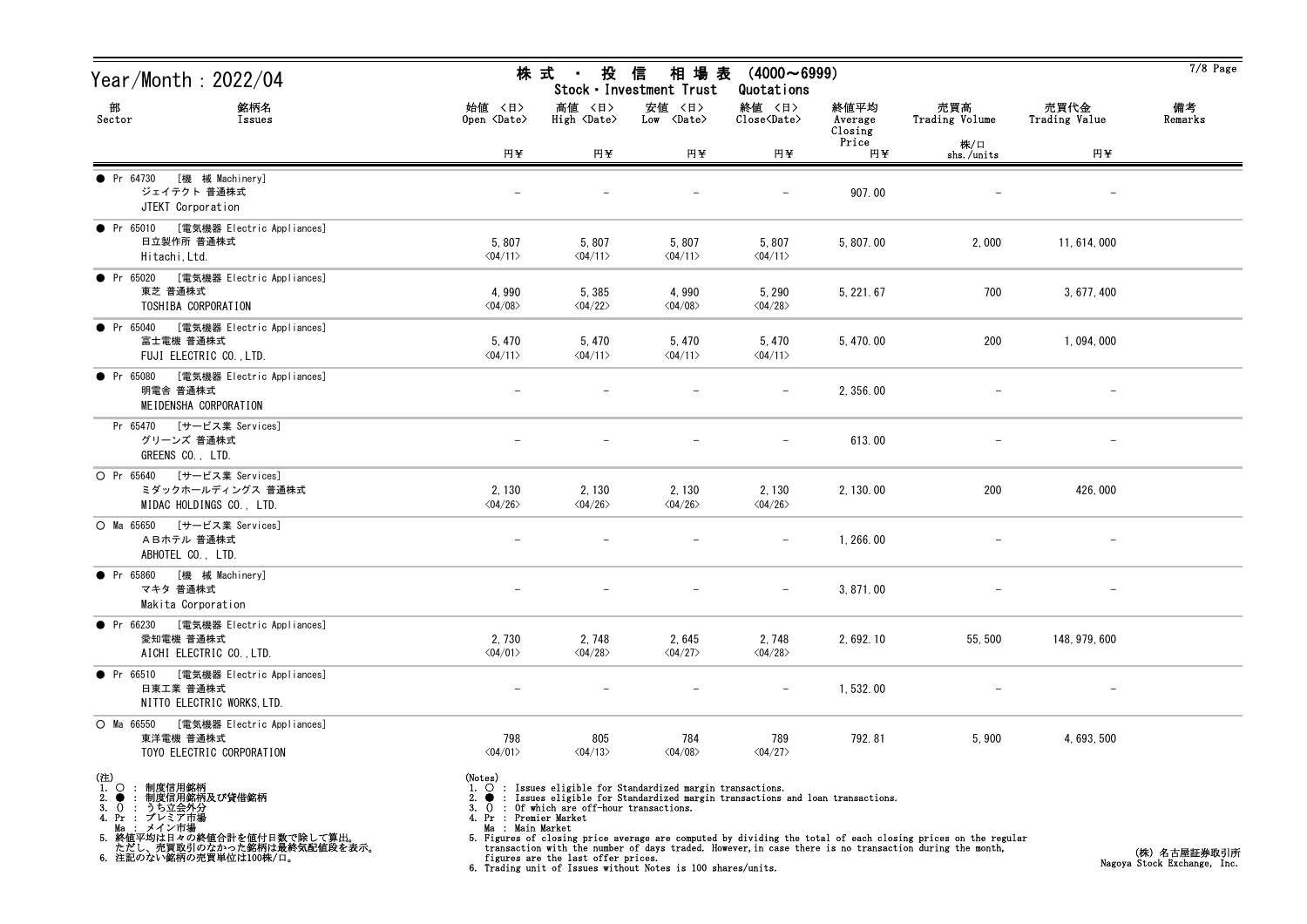# Year/Month : 2022/04

## 株 式 ・ 投 信 相 場 表 (4000～6999)
## Stock・Investment Trust Quotations

| 部 Sector | 銘柄名 Issues | 始値 <日> Open <Date> 円¥ | 高値 <日> High <Date> 円¥ | 安値 <日> Low <Date> 円¥ | 終値 <日> Close<Date> 円¥ | 終値平均 Average Closing Price 円¥ | 売買高 Trading Volume 株/口 shs./units | 売買代金 Trading Value 円¥ | 備考 Remarks |
|---|---|---|---|---|---|---|---|---|---|
| ● Pr 64730 [機 械 Machinery] | ジェイテクト 普通株式 JTEKT Corporation | － | － | － | － | 907.00 | － | － | |
| ● Pr 65010 [電気機器 Electric Appliances] | 日立製作所 普通株式 Hitachi,Ltd. | 5,807 <04/11> | 5,807 <04/11> | 5,807 <04/11> | 5,807 <04/11> | 5,807.00 | 2,000 | 11,614,000 | |
| ● Pr 65020 [電気機器 Electric Appliances] | 東芝 普通株式 TOSHIBA CORPORATION | 4,990 <04/08> | 5,385 <04/22> | 4,990 <04/08> | 5,290 <04/28> | 5,221.67 | 700 | 3,677,400 | |
| ● Pr 65040 [電気機器 Electric Appliances] | 富士電機 普通株式 FUJI ELECTRIC CO.,LTD. | 5,470 <04/11> | 5,470 <04/11> | 5,470 <04/11> | 5,470 <04/11> | 5,470.00 | 200 | 1,094,000 | |
| ● Pr 65080 [電気機器 Electric Appliances] | 明電舎 普通株式 MEIDENSHA CORPORATION | － | － | － | － | 2,356.00 | － | － | |
| Pr 65470 [サービス業 Services] | グリーンズ 普通株式 GREENS CO., LTD. | － | － | － | － | 613.00 | － | － | |
| ○ Pr 65640 [サービス業 Services] | ミダックホールディングス 普通株式 MIDAC HOLDINGS CO., LTD. | 2,130 <04/26> | 2,130 <04/26> | 2,130 <04/26> | 2,130 <04/26> | 2,130.00 | 200 | 426,000 | |
| ○ Ma 65650 [サービス業 Services] | ＡＢホテル 普通株式 ABHOTEL CO., LTD. | － | － | － | － | 1,266.00 | － | － | |
| ● Pr 65860 [機 械 Machinery] | マキタ 普通株式 Makita Corporation | － | － | － | － | 3,871.00 | － | － | |
| ● Pr 66230 [電気機器 Electric Appliances] | 愛知電機 普通株式 AICHI ELECTRIC CO.,LTD. | 2,730 <04/01> | 2,748 <04/28> | 2,645 <04/27> | 2,748 <04/28> | 2,692.10 | 55,500 | 148,979,600 | |
| ● Pr 66510 [電気機器 Electric Appliances] | 日東工業 普通株式 NITTO ELECTRIC WORKS,LTD. | － | － | － | － | 1,532.00 | － | － | |
| ○ Ma 66550 [電気機器 Electric Appliances] | 東洋電機 普通株式 TOYO ELECTRIC CORPORATION | 798 <04/01> | 805 <04/13> | 784 <04/08> | 789 <04/27> | 792.81 | 5,900 | 4,693,500 | |

(注)
1. ○ : 制度信用銘柄
2. ● : 制度信用銘柄及び貸借銘柄
3. () : うち立会外分
4. Pr : プレミア市場
   Ma : メイン市場
5. 終値平均は日々の終値合計を値付日数で除して算出。
   ただし、売買取引のなかった銘柄は最終気配値段を表示。
6. 注記のない銘柄の売買単位は100株/口。

(Notes)
1. ○ : Issues eligible for Standardized margin transactions.
2. ● : Issues eligible for Standardized margin transactions and loan transactions.
3. () : Of which are off-hour transactions.
4. Pr : Premier Market
   Ma : Main Market
5. Figures of closing price average are computed by dividing the total of each closing prices on the regular transaction with the number of days traded. However,in case there is no transaction during the month, figures are the last offer prices.
6. Trading unit of Issues without Notes is 100 shares/units.

(株) 名古屋証券取引所
Nagoya Stock Exchange, Inc.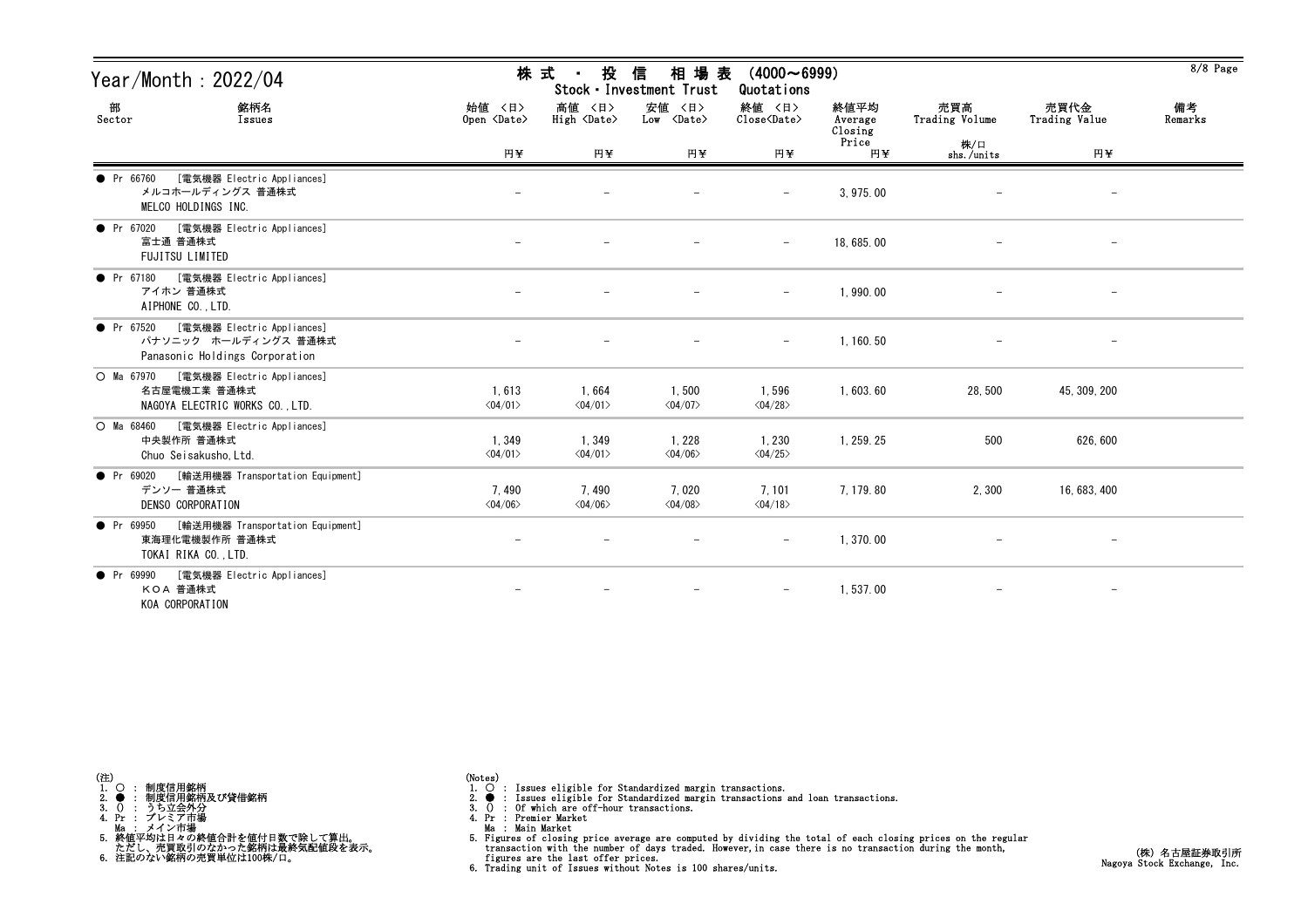# Year/Month : 2022/04

## 株式・投信 相場表 (4000～6999)
### Stock・Investment Trust Quotations

| 部 Sector | 銘柄名 Issues | 始値 <日> Open <Date> 円¥ | 高値 <日> High <Date> 円¥ | 安値 <日> Low <Date> 円¥ | 終値 <日> Close<Date> 円¥ | 終値平均 Average Closing Price 円¥ | 売買高 Trading Volume 株/口 shs./units | 売買代金 Trading Value 円¥ | 備考 Remarks |
|---|---|---|---|---|---|---|---|---|---|
| ● Pr 66760 | [電気機器 Electric Appliances] メルコホールディングス 普通株式 MELCO HOLDINGS INC. | - | - | - | - | 3,975.00 | - | - | |
| ● Pr 67020 | [電気機器 Electric Appliances] 富士通 普通株式 FUJITSU LIMITED | - | - | - | - | 18,685.00 | - | - | |
| ● Pr 67180 | [電気機器 Electric Appliances] アイホン 普通株式 AIPHONE CO.,LTD. | - | - | - | - | 1,990.00 | - | - | |
| ● Pr 67520 | [電気機器 Electric Appliances] パナソニック ホールディングス 普通株式 Panasonic Holdings Corporation | - | - | - | - | 1,160.50 | - | - | |
| ○ Ma 67970 | [電気機器 Electric Appliances] 名古屋電機工業 普通株式 NAGOYA ELECTRIC WORKS CO.,LTD. | 1,613 <04/01> | 1,664 <04/01> | 1,500 <04/07> | 1,596 <04/28> | 1,603.60 | 28,500 | 45,309,200 | |
| ○ Ma 68460 | [電気機器 Electric Appliances] 中央製作所 普通株式 Chuo Seisakusho,Ltd. | 1,349 <04/01> | 1,349 <04/01> | 1,228 <04/06> | 1,230 <04/25> | 1,259.25 | 500 | 626,600 | |
| ● Pr 69020 | [輸送用機器 Transportation Equipment] デンソー 普通株式 DENSO CORPORATION | 7,490 <04/06> | 7,490 <04/06> | 7,020 <04/08> | 7,101 <04/18> | 7,179.80 | 2,300 | 16,683,400 | |
| ● Pr 69950 | [輸送用機器 Transportation Equipment] 東海理化電機製作所 普通株式 TOKAI RIKA CO.,LTD. | - | - | - | - | 1,370.00 | - | - | |
| ● Pr 69990 | [電気機器 Electric Appliances] ＫＯＡ 普通株式 KOA CORPORATION | - | - | - | - | 1,537.00 | - | - | |

(注)
1. ○ : 制度信用銘柄
2. ● : 制度信用銘柄及び貸借銘柄
3. () : うち立会外分
4. Pr : プレミア市場
   Ma : メイン市場
5. 終値平均は日々の終値合計を値付日数で除して算出。
   ただし、売買取引のなかった銘柄は最終気配値段を表示。
6. 注記のない銘柄の売買単位は100株/口。

(Notes)
1. ○ : Issues eligible for Standardized margin transactions.
2. ● : Issues eligible for Standardized margin transactions and loan transactions.
3. () : Of which are off-hour transactions.
4. Pr : Premier Market
   Ma : Main Market
5. Figures of closing price average are computed by dividing the total of each closing prices on the regular transaction with the number of days traded. However,in case there is no transaction during the month, figures are the last offer prices.
6. Trading unit of Issues without Notes is 100 shares/units.

(株) 名古屋証券取引所
Nagoya Stock Exchange, Inc.